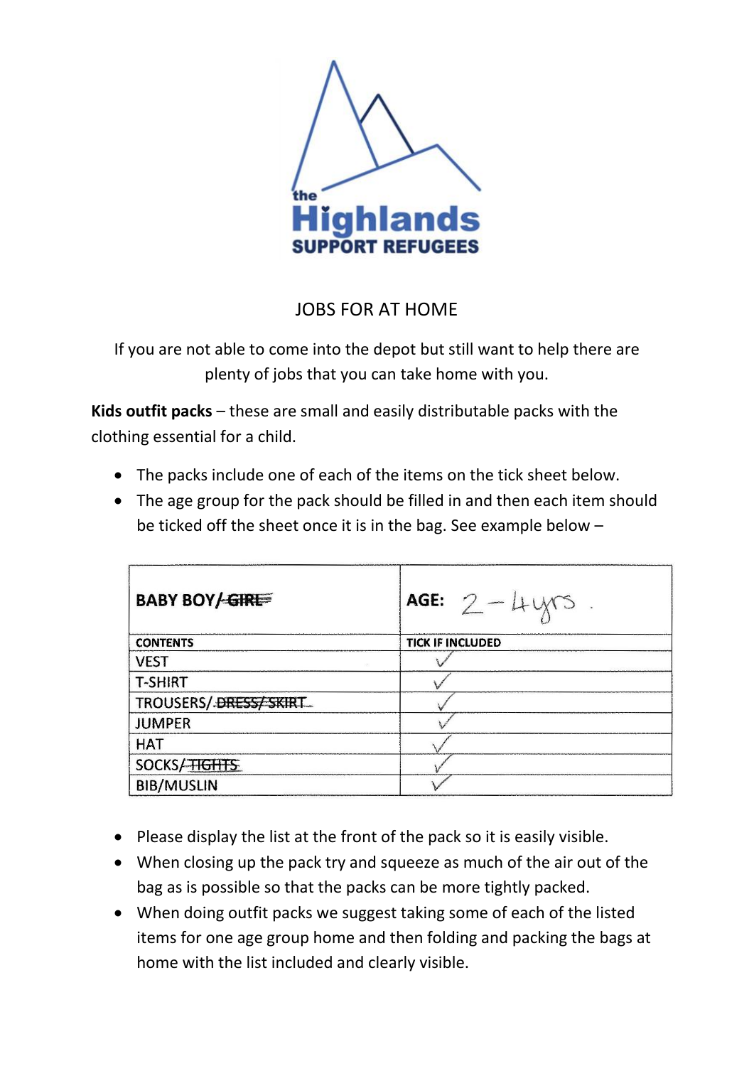the Highlands SUPPORT REFUGEES

# JOBS FOR AT HOME

If you are not able to come into the depot but still want to help there are plenty of jobs that you can take home with you.

**Kids outfit packs** – these are small and easily distributable packs with the clothing essential for a child.

- The packs include one of each of the items on the tick sheet below.
- The age group for the pack should be filled in and then each item should be ticked off the sheet once it is in the bag. See example below –

| BABY BOY/ ~~GIRL~~ | AGE: 2 – 4yrs. |
|---|---|
| CONTENTS | TICK IF INCLUDED |
| VEST | ✓ |
| T-SHIRT | ✓ |
| TROUSERS/ ~~DRESS/ SKIRT~~ | ✓ |
| JUMPER | ✓ |
| HAT | ✓ |
| SOCKS/ ~~TIGHTS~~ | ✓ |
| BIB/MUSLIN | ✓ |

- Please display the list at the front of the pack so it is easily visible.
- When closing up the pack try and squeeze as much of the air out of the bag as is possible so that the packs can be more tightly packed.
- When doing outfit packs we suggest taking some of each of the listed items for one age group home and then folding and packing the bags at home with the list included and clearly visible.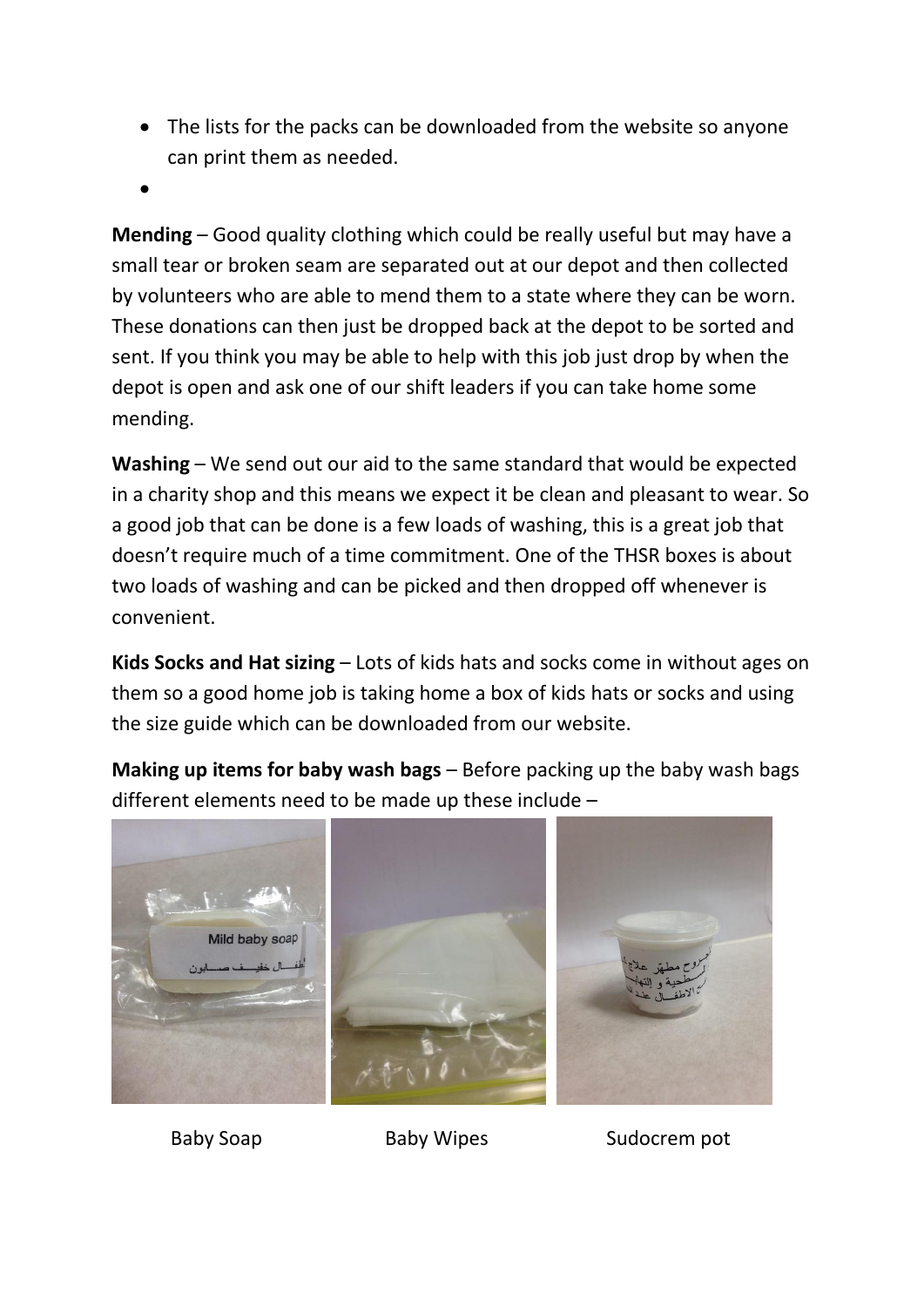- The lists for the packs can be downloaded from the website so anyone can print them as needed.
-

**Mending** – Good quality clothing which could be really useful but may have a small tear or broken seam are separated out at our depot and then collected by volunteers who are able to mend them to a state where they can be worn. These donations can then just be dropped back at the depot to be sorted and sent. If you think you may be able to help with this job just drop by when the depot is open and ask one of our shift leaders if you can take home some mending.

**Washing** – We send out our aid to the same standard that would be expected in a charity shop and this means we expect it be clean and pleasant to wear. So a good job that can be done is a few loads of washing, this is a great job that doesn't require much of a time commitment. One of the THSR boxes is about two loads of washing and can be picked and then dropped off whenever is convenient.

**Kids Socks and Hat sizing** – Lots of kids hats and socks come in without ages on them so a good home job is taking home a box of kids hats or socks and using the size guide which can be downloaded from our website.

**Making up items for baby wash bags** – Before packing up the baby wash bags different elements need to be made up these include –

Baby Soap

Baby Wipes

Sudocrem pot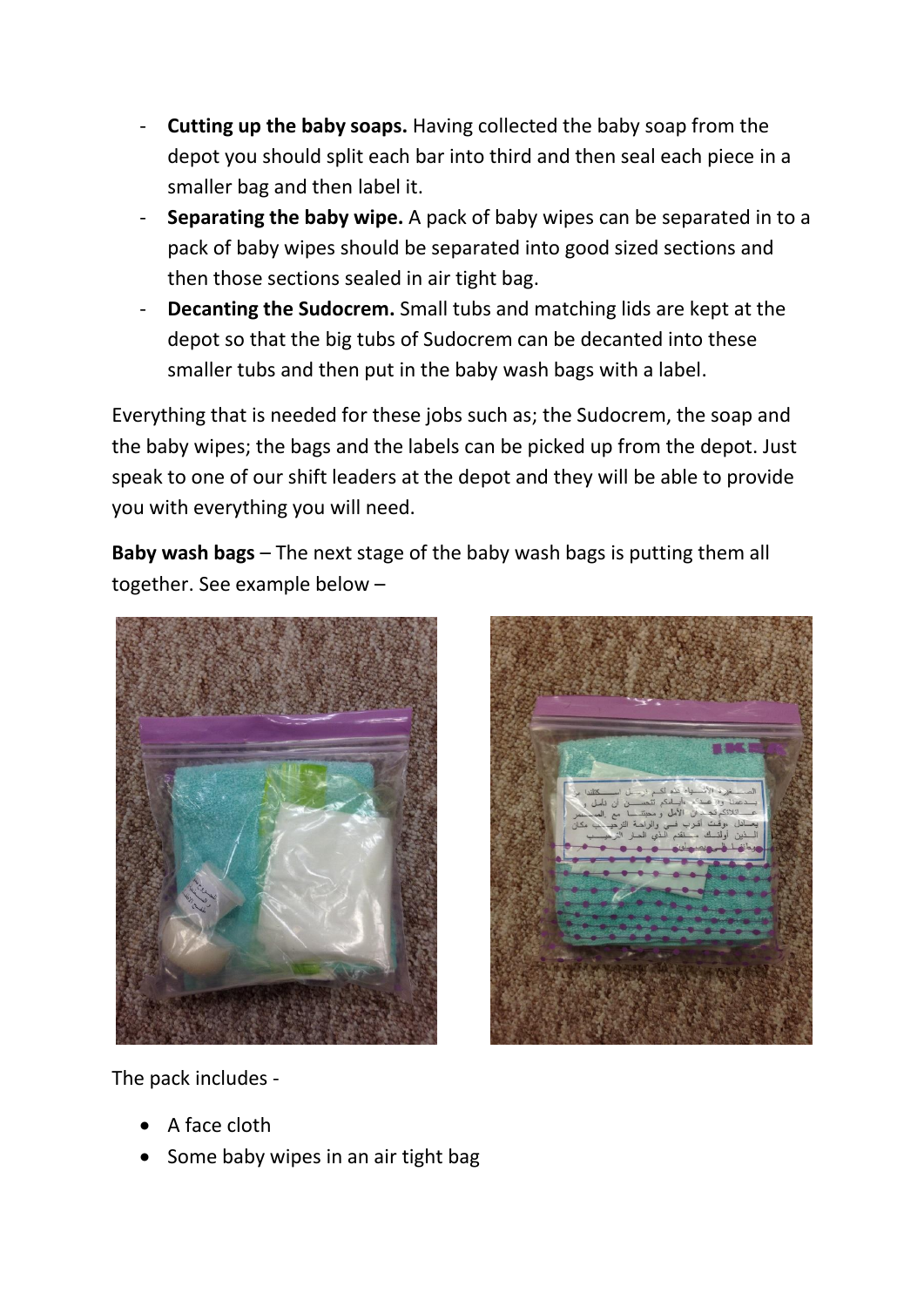- **Cutting up the baby soaps.** Having collected the baby soap from the depot you should split each bar into third and then seal each piece in a smaller bag and then label it.
- **Separating the baby wipe.** A pack of baby wipes can be separated in to a pack of baby wipes should be separated into good sized sections and then those sections sealed in air tight bag.
- **Decanting the Sudocrem.** Small tubs and matching lids are kept at the depot so that the big tubs of Sudocrem can be decanted into these smaller tubs and then put in the baby wash bags with a label.

Everything that is needed for these jobs such as; the Sudocrem, the soap and the baby wipes; the bags and the labels can be picked up from the depot. Just speak to one of our shift leaders at the depot and they will be able to provide you with everything you will need.

**Baby wash bags** – The next stage of the baby wash bags is putting them all together. See example below –

The pack includes -

- A face cloth
- Some baby wipes in an air tight bag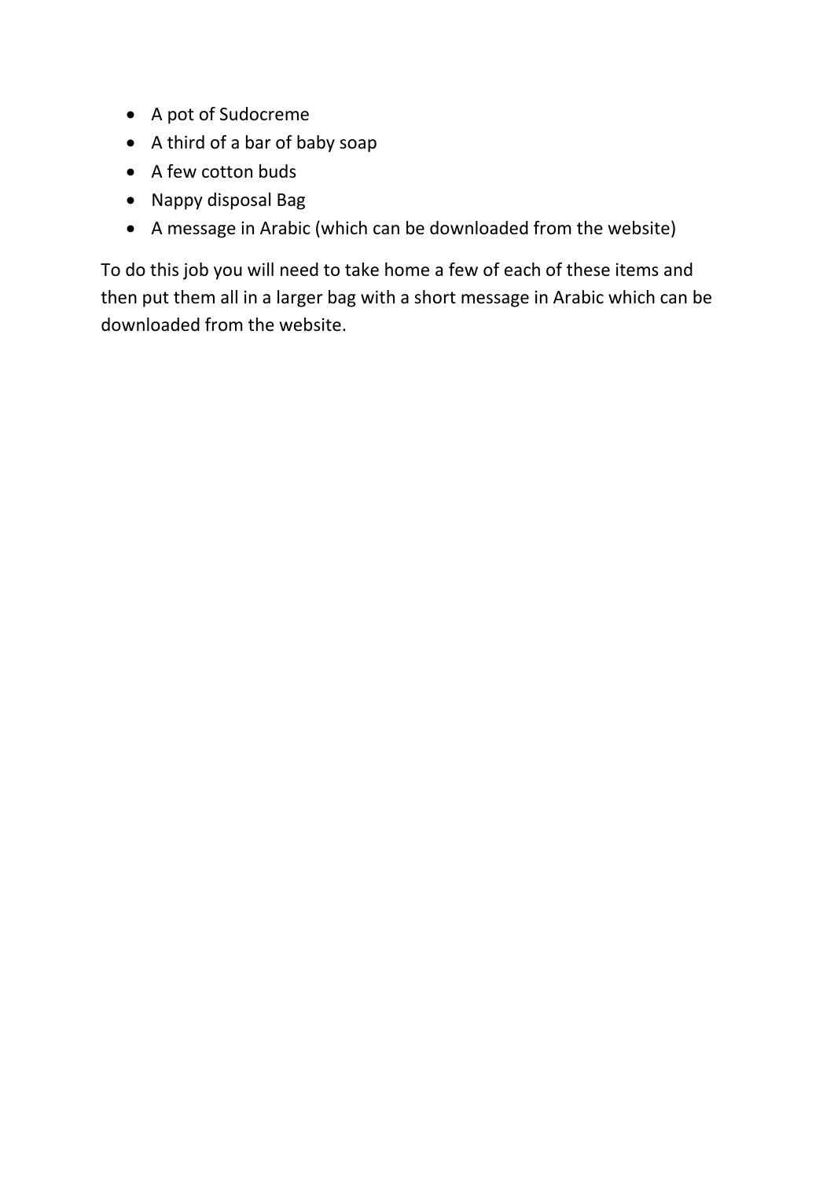- A pot of Sudocreme
- A third of a bar of baby soap
- A few cotton buds
- Nappy disposal Bag
- A message in Arabic (which can be downloaded from the website)

To do this job you will need to take home a few of each of these items and then put them all in a larger bag with a short message in Arabic which can be downloaded from the website.